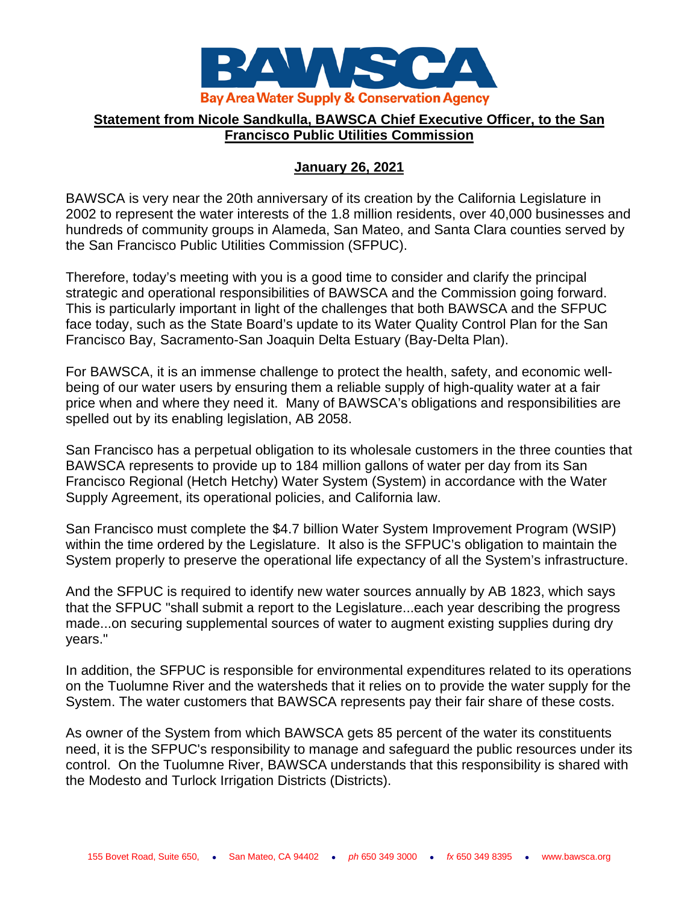BAWSCA

Bay Area Water Supply & Conservation Agency

**Statement from Nicole Sandkulla, BAWSCA Chief Executive Officer, to the San Francisco Public Utilities Commission**

**January 26, 2021**

BAWSCA is very near the 20th anniversary of its creation by the California Legislature in 2002 to represent the water interests of the 1.8 million residents, over 40,000 businesses and hundreds of community groups in Alameda, San Mateo, and Santa Clara counties served by the San Francisco Public Utilities Commission (SFPUC).

Therefore, today's meeting with you is a good time to consider and clarify the principal strategic and operational responsibilities of BAWSCA and the Commission going forward. This is particularly important in light of the challenges that both BAWSCA and the SFPUC face today, such as the State Board's update to its Water Quality Control Plan for the San Francisco Bay, Sacramento-San Joaquin Delta Estuary (Bay-Delta Plan).

For BAWSCA, it is an immense challenge to protect the health, safety, and economic well-being of our water users by ensuring them a reliable supply of high-quality water at a fair price when and where they need it. Many of BAWSCA's obligations and responsibilities are spelled out by its enabling legislation, AB 2058.

San Francisco has a perpetual obligation to its wholesale customers in the three counties that BAWSCA represents to provide up to 184 million gallons of water per day from its San Francisco Regional (Hetch Hetchy) Water System (System) in accordance with the Water Supply Agreement, its operational policies, and California law.

San Francisco must complete the $4.7 billion Water System Improvement Program (WSIP) within the time ordered by the Legislature. It also is the SFPUC's obligation to maintain the System properly to preserve the operational life expectancy of all the System's infrastructure.

And the SFPUC is required to identify new water sources annually by AB 1823, which says that the SFPUC "shall submit a report to the Legislature...each year describing the progress made...on securing supplemental sources of water to augment existing supplies during dry years."

In addition, the SFPUC is responsible for environmental expenditures related to its operations on the Tuolumne River and the watersheds that it relies on to provide the water supply for the System. The water customers that BAWSCA represents pay their fair share of these costs.

As owner of the System from which BAWSCA gets 85 percent of the water its constituents need, it is the SFPUC's responsibility to manage and safeguard the public resources under its control. On the Tuolumne River, BAWSCA understands that this responsibility is shared with the Modesto and Turlock Irrigation Districts (Districts).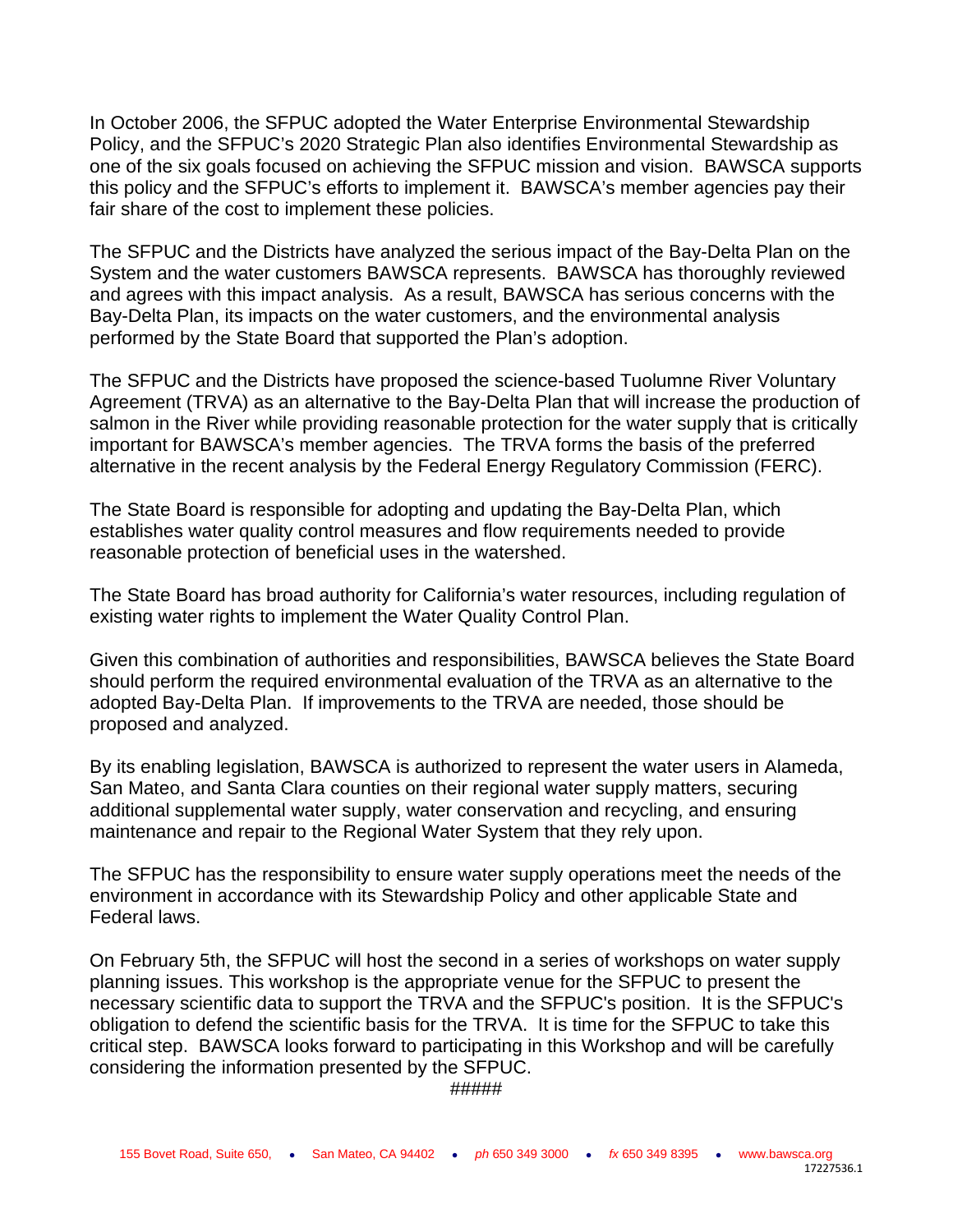In October 2006, the SFPUC adopted the Water Enterprise Environmental Stewardship Policy, and the SFPUC's 2020 Strategic Plan also identifies Environmental Stewardship as one of the six goals focused on achieving the SFPUC mission and vision. BAWSCA supports this policy and the SFPUC's efforts to implement it. BAWSCA's member agencies pay their fair share of the cost to implement these policies.

The SFPUC and the Districts have analyzed the serious impact of the Bay-Delta Plan on the System and the water customers BAWSCA represents. BAWSCA has thoroughly reviewed and agrees with this impact analysis. As a result, BAWSCA has serious concerns with the Bay-Delta Plan, its impacts on the water customers, and the environmental analysis performed by the State Board that supported the Plan's adoption.

The SFPUC and the Districts have proposed the science-based Tuolumne River Voluntary Agreement (TRVA) as an alternative to the Bay-Delta Plan that will increase the production of salmon in the River while providing reasonable protection for the water supply that is critically important for BAWSCA's member agencies. The TRVA forms the basis of the preferred alternative in the recent analysis by the Federal Energy Regulatory Commission (FERC).

The State Board is responsible for adopting and updating the Bay-Delta Plan, which establishes water quality control measures and flow requirements needed to provide reasonable protection of beneficial uses in the watershed.

The State Board has broad authority for California's water resources, including regulation of existing water rights to implement the Water Quality Control Plan.

Given this combination of authorities and responsibilities, BAWSCA believes the State Board should perform the required environmental evaluation of the TRVA as an alternative to the adopted Bay-Delta Plan. If improvements to the TRVA are needed, those should be proposed and analyzed.

By its enabling legislation, BAWSCA is authorized to represent the water users in Alameda, San Mateo, and Santa Clara counties on their regional water supply matters, securing additional supplemental water supply, water conservation and recycling, and ensuring maintenance and repair to the Regional Water System that they rely upon.

The SFPUC has the responsibility to ensure water supply operations meet the needs of the environment in accordance with its Stewardship Policy and other applicable State and Federal laws.

On February 5th, the SFPUC will host the second in a series of workshops on water supply planning issues. This workshop is the appropriate venue for the SFPUC to present the necessary scientific data to support the TRVA and the SFPUC's position. It is the SFPUC's obligation to defend the scientific basis for the TRVA. It is time for the SFPUC to take this critical step. BAWSCA looks forward to participating in this Workshop and will be carefully considering the information presented by the SFPUC.

#####

155 Bovet Road, Suite 650, • San Mateo, CA 94402 • *ph* 650 349 3000 • *fx* 650 349 8395 • www.bawsca.org

17227536.1